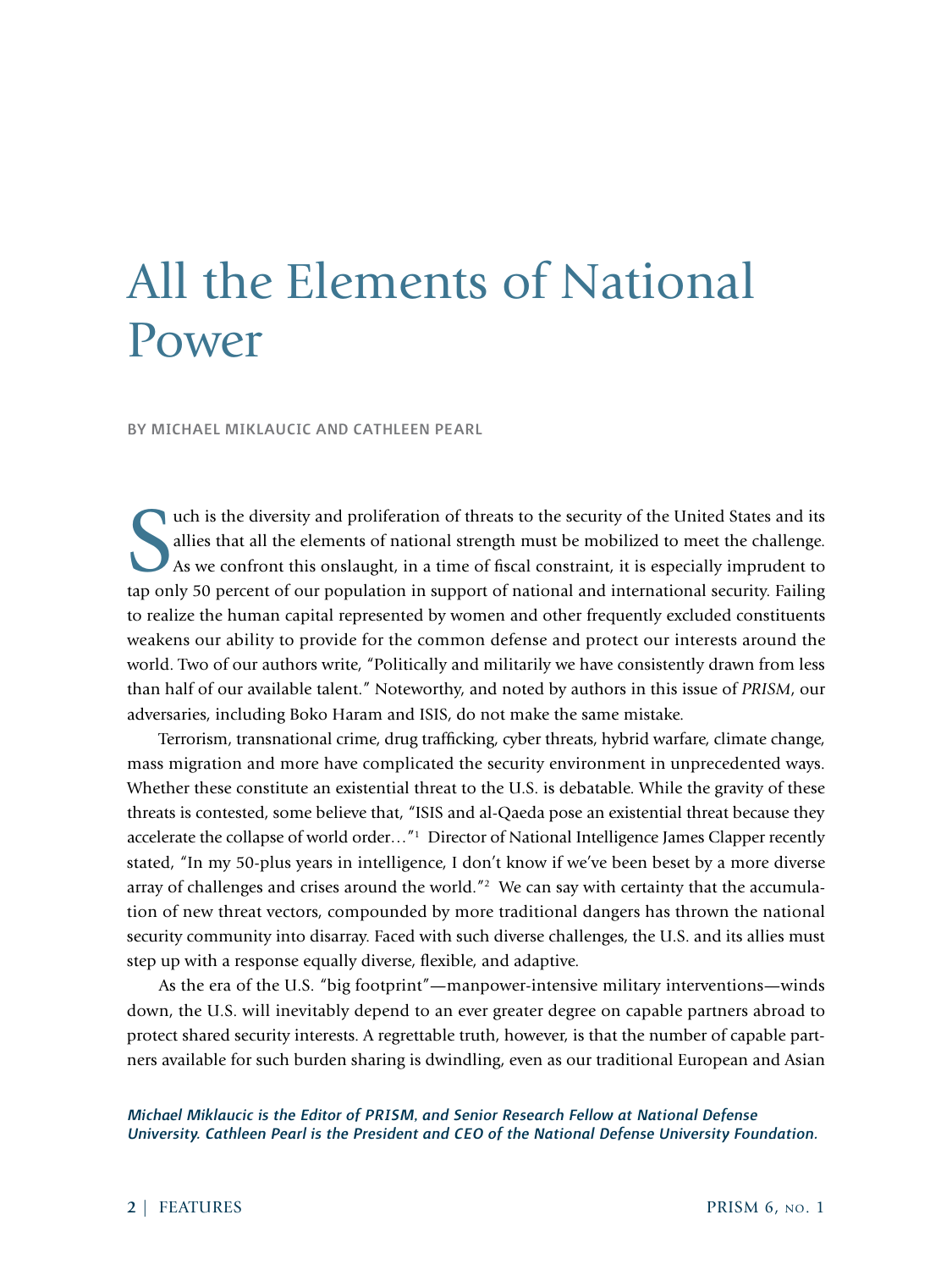# All the Elements of National Power

BY MICHAEL MIKLAUCIC AND CATHLEEN PEARL

Such is the diversity and proliferation of threats to the security of the United States and its allies that all the elements of national strength must be mobilized to meet the challenge. As we confront this onslaught, in a time of fiscal constraint, it is especially imprudent to tap only 50 percent of our population in support of national and international security. Failing to realize the human capital represented by women and other frequently excluded constituents weakens our ability to provide for the common defense and protect our interests around the world. Two of our authors write, "Politically and militarily we have consistently drawn from less than half of our available talent." Noteworthy, and noted by authors in this issue of *PRISM*, our adversaries, including Boko Haram and ISIS, do not make the same mistake.

Terrorism, transnational crime, drug trafficking, cyber threats, hybrid warfare, climate change, mass migration and more have complicated the security environment in unprecedented ways. Whether these constitute an existential threat to the U.S. is debatable. While the gravity of these threats is contested, some believe that, "ISIS and al-Qaeda pose an existential threat because they accelerate the collapse of world order…"[1] Director of National Intelligence James Clapper recently stated, "In my 50-plus years in intelligence, I don't know if we've been beset by a more diverse array of challenges and crises around the world."[2] We can say with certainty that the accumulation of new threat vectors, compounded by more traditional dangers has thrown the national security community into disarray. Faced with such diverse challenges, the U.S. and its allies must step up with a response equally diverse, flexible, and adaptive.

As the era of the U.S. "big footprint"—manpower-intensive military interventions—winds down, the U.S. will inevitably depend to an ever greater degree on capable partners abroad to protect shared security interests. A regrettable truth, however, is that the number of capable partners available for such burden sharing is dwindling, even as our traditional European and Asian

*Michael Miklaucic is the Editor of PRISM, and Senior Research Fellow at National Defense University. Cathleen Pearl is the President and CEO of the National Defense University Foundation.*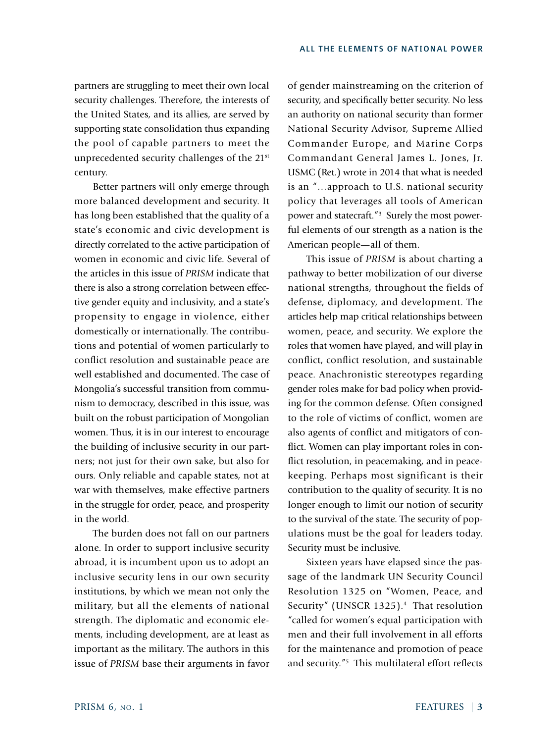partners are struggling to meet their own local security challenges. Therefore, the interests of the United States, and its allies, are served by supporting state consolidation thus expanding the pool of capable partners to meet the unprecedented security challenges of the 21st century.

Better partners will only emerge through more balanced development and security. It has long been established that the quality of a state's economic and civic development is directly correlated to the active participation of women in economic and civic life. Several of the articles in this issue of *PRISM* indicate that there is also a strong correlation between effective gender equity and inclusivity, and a state's propensity to engage in violence, either domestically or internationally. The contributions and potential of women particularly to conflict resolution and sustainable peace are well established and documented. The case of Mongolia's successful transition from communism to democracy, described in this issue, was built on the robust participation of Mongolian women. Thus, it is in our interest to encourage the building of inclusive security in our partners; not just for their own sake, but also for ours. Only reliable and capable states, not at war with themselves, make effective partners in the struggle for order, peace, and prosperity in the world.

The burden does not fall on our partners alone. In order to support inclusive security abroad, it is incumbent upon us to adopt an inclusive security lens in our own security institutions, by which we mean not only the military, but all the elements of national strength. The diplomatic and economic elements, including development, are at least as important as the military. The authors in this issue of *PRISM* base their arguments in favor of gender mainstreaming on the criterion of security, and specifically better security. No less an authority on national security than former National Security Advisor, Supreme Allied Commander Europe, and Marine Corps Commandant General James L. Jones, Jr. USMC (Ret.) wrote in 2014 that what is needed is an "…approach to U.S. national security policy that leverages all tools of American power and statecraft."[3] Surely the most powerful elements of our strength as a nation is the American people—all of them.

This issue of *PRISM* is about charting a pathway to better mobilization of our diverse national strengths, throughout the fields of defense, diplomacy, and development. The articles help map critical relationships between women, peace, and security. We explore the roles that women have played, and will play in conflict, conflict resolution, and sustainable peace. Anachronistic stereotypes regarding gender roles make for bad policy when providing for the common defense. Often consigned to the role of victims of conflict, women are also agents of conflict and mitigators of conflict. Women can play important roles in conflict resolution, in peacemaking, and in peacekeeping. Perhaps most significant is their contribution to the quality of security. It is no longer enough to limit our notion of security to the survival of the state. The security of populations must be the goal for leaders today. Security must be inclusive.

Sixteen years have elapsed since the passage of the landmark UN Security Council Resolution 1325 on "Women, Peace, and Security" (UNSCR 1325).[4] That resolution "called for women's equal participation with men and their full involvement in all efforts for the maintenance and promotion of peace and security."[5] This multilateral effort reflects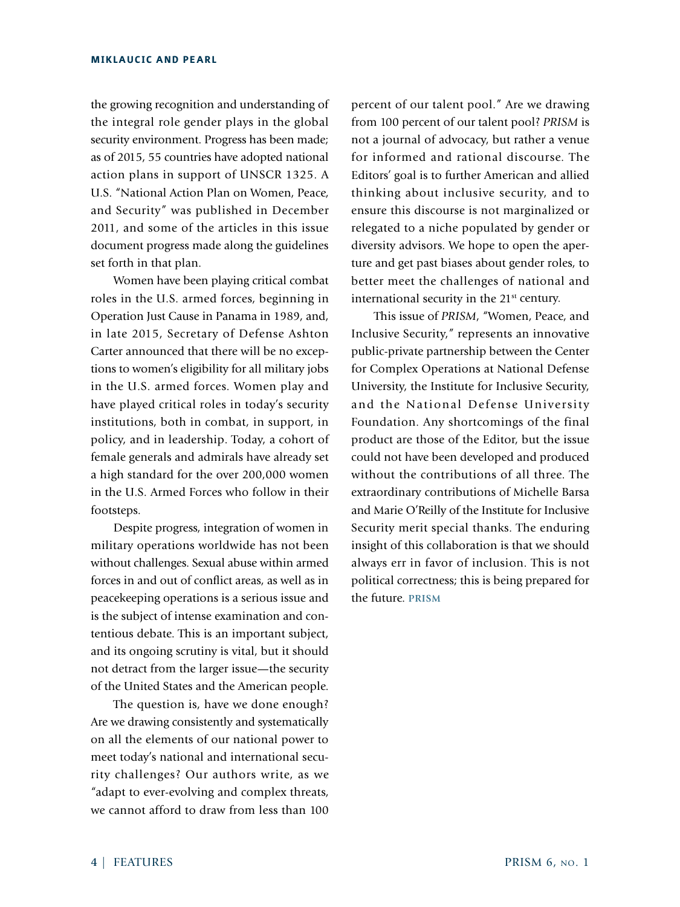the growing recognition and understanding of the integral role gender plays in the global security environment. Progress has been made; as of 2015, 55 countries have adopted national action plans in support of UNSCR 1325. A U.S. "National Action Plan on Women, Peace, and Security" was published in December 2011, and some of the articles in this issue document progress made along the guidelines set forth in that plan.

Women have been playing critical combat roles in the U.S. armed forces, beginning in Operation Just Cause in Panama in 1989, and, in late 2015, Secretary of Defense Ashton Carter announced that there will be no exceptions to women's eligibility for all military jobs in the U.S. armed forces. Women play and have played critical roles in today's security institutions, both in combat, in support, in policy, and in leadership. Today, a cohort of female generals and admirals have already set a high standard for the over 200,000 women in the U.S. Armed Forces who follow in their footsteps.

Despite progress, integration of women in military operations worldwide has not been without challenges. Sexual abuse within armed forces in and out of conflict areas, as well as in peacekeeping operations is a serious issue and is the subject of intense examination and contentious debate. This is an important subject, and its ongoing scrutiny is vital, but it should not detract from the larger issue—the security of the United States and the American people.

The question is, have we done enough? Are we drawing consistently and systematically on all the elements of our national power to meet today's national and international security challenges? Our authors write, as we "adapt to ever-evolving and complex threats, we cannot afford to draw from less than 100 percent of our talent pool." Are we drawing from 100 percent of our talent pool? *PRISM* is not a journal of advocacy, but rather a venue for informed and rational discourse. The Editors' goal is to further American and allied thinking about inclusive security, and to ensure this discourse is not marginalized or relegated to a niche populated by gender or diversity advisors. We hope to open the aperture and get past biases about gender roles, to better meet the challenges of national and international security in the 21st century.

This issue of *PRISM*, "Women, Peace, and Inclusive Security," represents an innovative public-private partnership between the Center for Complex Operations at National Defense University, the Institute for Inclusive Security, and the National Defense University Foundation. Any shortcomings of the final product are those of the Editor, but the issue could not have been developed and produced without the contributions of all three. The extraordinary contributions of Michelle Barsa and Marie O'Reilly of the Institute for Inclusive Security merit special thanks. The enduring insight of this collaboration is that we should always err in favor of inclusion. This is not political correctness; this is being prepared for the future. **PRISM**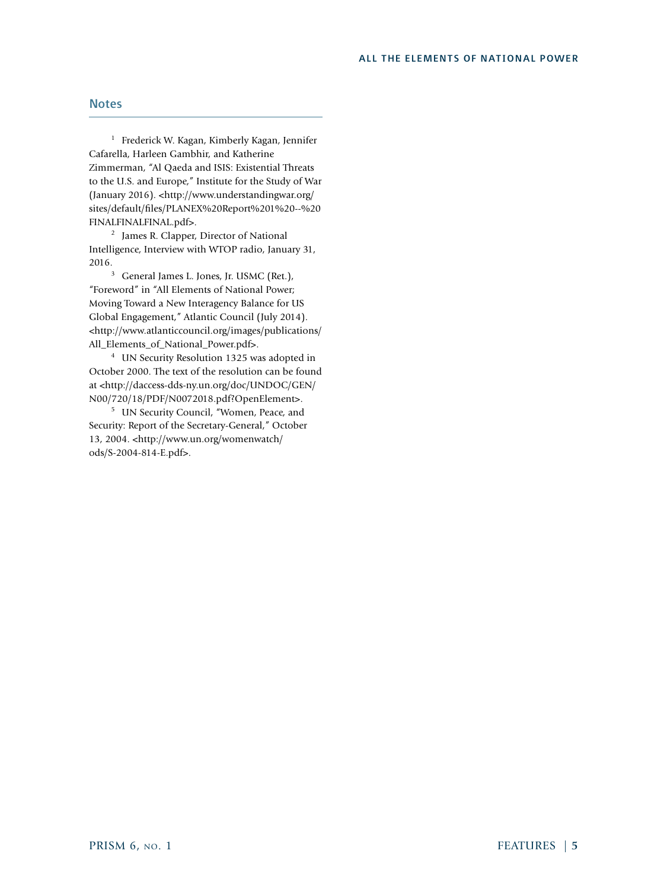## Notes

[1] Frederick W. Kagan, Kimberly Kagan, Jennifer Cafarella, Harleen Gambhir, and Katherine Zimmerman, "Al Qaeda and ISIS: Existential Threats to the U.S. and Europe," Institute for the Study of War (January 2016). <http://www.understandingwar.org/sites/default/files/PLANEX%20Report%201%20--%20FINALFINALFINAL.pdf>.

[2] James R. Clapper, Director of National Intelligence, Interview with WTOP radio, January 31, 2016.

[3] General James L. Jones, Jr. USMC (Ret.), "Foreword" in "All Elements of National Power; Moving Toward a New Interagency Balance for US Global Engagement," Atlantic Council (July 2014). <http://www.atlanticcouncil.org/images/publications/All_Elements_of_National_Power.pdf>.

[4] UN Security Resolution 1325 was adopted in October 2000. The text of the resolution can be found at <http://daccess-dds-ny.un.org/doc/UNDOC/GEN/N00/720/18/PDF/N0072018.pdf?OpenElement>.

[5] UN Security Council, "Women, Peace, and Security: Report of the Secretary-General," October 13, 2004. <http://www.un.org/womenwatch/ods/S-2004-814-E.pdf>.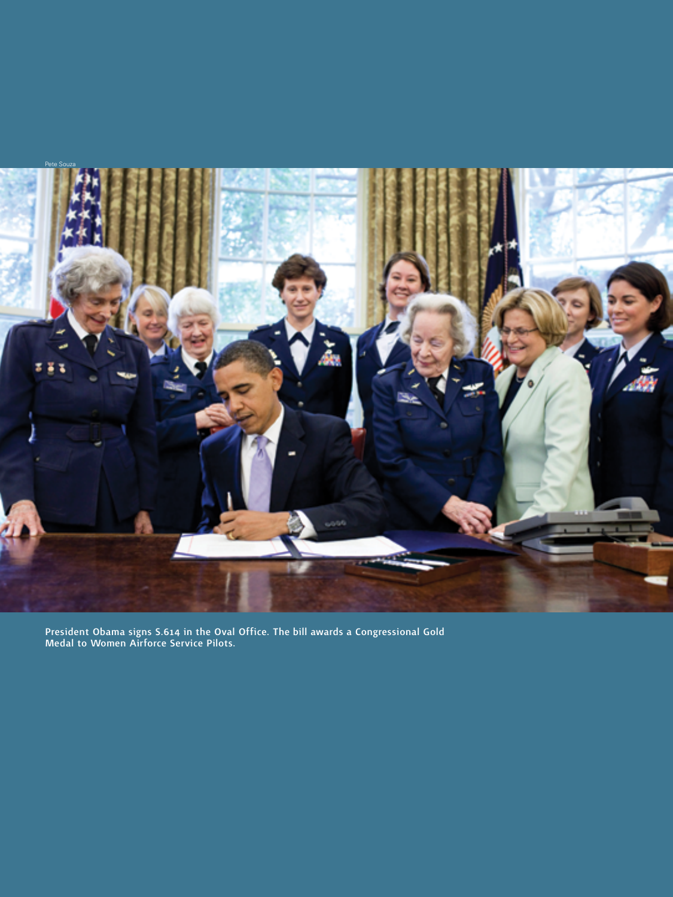Pete Souza

President Obama signs S.614 in the Oval Office. The bill awards a Congressional Gold Medal to Women Airforce Service Pilots.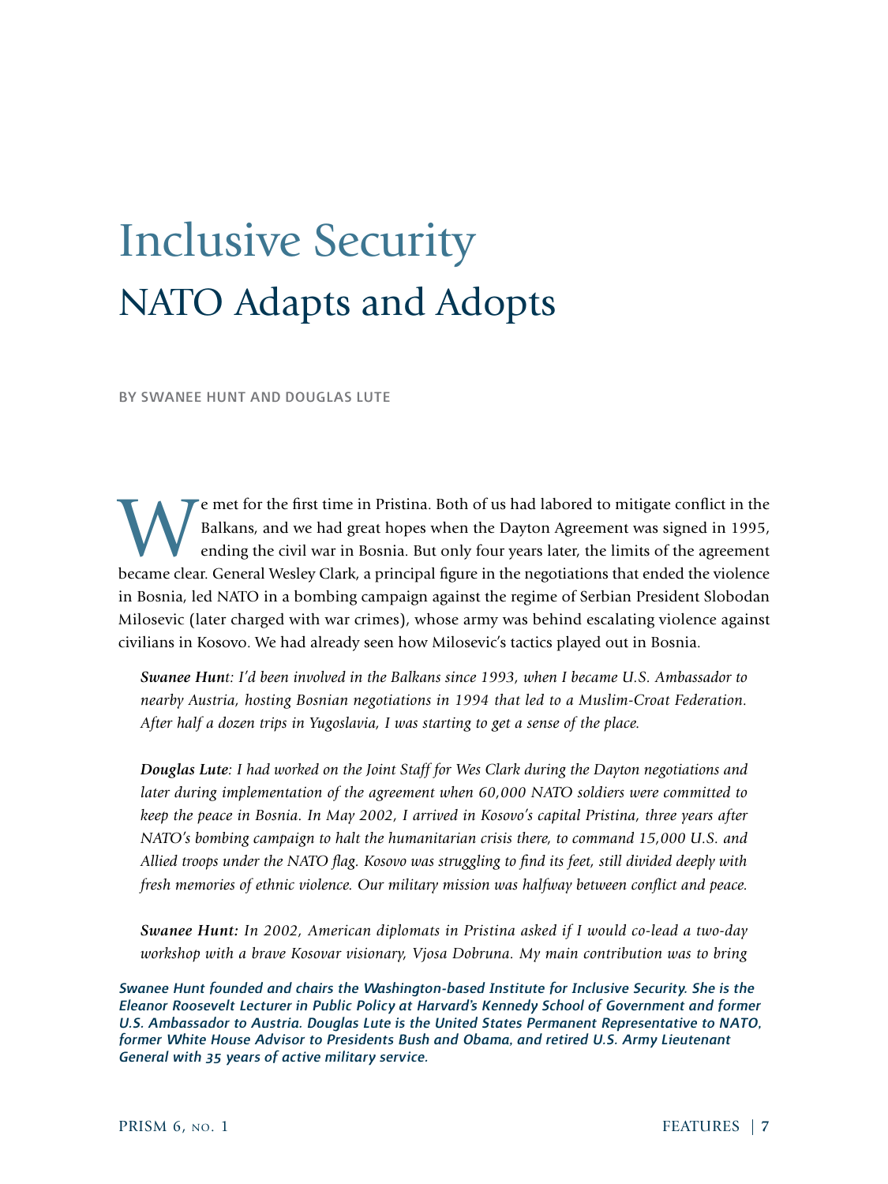# Inclusive Security

## NATO Adapts and Adopts

BY SWANEE HUNT AND DOUGLAS LUTE

We met for the first time in Pristina. Both of us had labored to mitigate conflict in the Balkans, and we had great hopes when the Dayton Agreement was signed in 1995, ending the civil war in Bosnia. But only four years later, the limits of the agreement became clear. General Wesley Clark, a principal figure in the negotiations that ended the violence in Bosnia, led NATO in a bombing campaign against the regime of Serbian President Slobodan Milosevic (later charged with war crimes), whose army was behind escalating violence against civilians in Kosovo. We had already seen how Milosevic's tactics played out in Bosnia.

***Swanee Hunt**: I'd been involved in the Balkans since 1993, when I became U.S. Ambassador to nearby Austria, hosting Bosnian negotiations in 1994 that led to a Muslim-Croat Federation. After half a dozen trips in Yugoslavia, I was starting to get a sense of the place.*

***Douglas Lute**: I had worked on the Joint Staff for Wes Clark during the Dayton negotiations and later during implementation of the agreement when 60,000 NATO soldiers were committed to keep the peace in Bosnia. In May 2002, I arrived in Kosovo's capital Pristina, three years after NATO's bombing campaign to halt the humanitarian crisis there, to command 15,000 U.S. and Allied troops under the NATO flag. Kosovo was struggling to find its feet, still divided deeply with fresh memories of ethnic violence. Our military mission was halfway between conflict and peace.*

***Swanee Hunt:** In 2002, American diplomats in Pristina asked if I would co-lead a two-day workshop with a brave Kosovar visionary, Vjosa Dobruna. My main contribution was to bring*

***Swanee Hunt founded and chairs the Washington-based Institute for Inclusive Security. She is the Eleanor Roosevelt Lecturer in Public Policy at Harvard's Kennedy School of Government and former U.S. Ambassador to Austria. Douglas Lute is the United States Permanent Representative to NATO, former White House Advisor to Presidents Bush and Obama, and retired U.S. Army Lieutenant General with 35 years of active military service.***